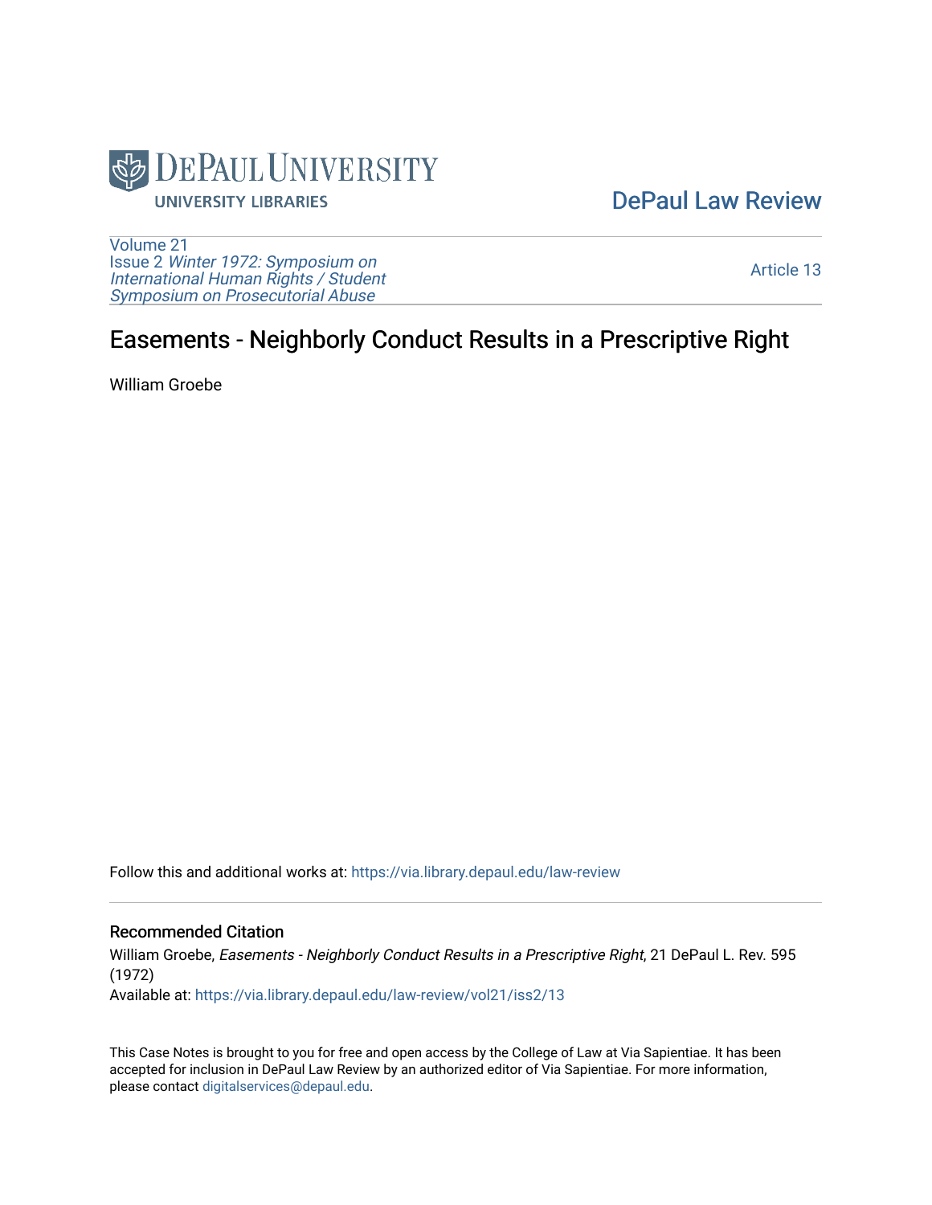DePaul University Libraries

DePaul Law Review

Volume 21
Issue 2 *Winter 1972: Symposium on International Human Rights / Student Symposium on Prosecutorial Abuse*

Article 13

# Easements - Neighborly Conduct Results in a Prescriptive Right

William Groebe

Follow this and additional works at: https://via.library.depaul.edu/law-review

## Recommended Citation

William Groebe, *Easements - Neighborly Conduct Results in a Prescriptive Right*, 21 DePaul L. Rev. 595 (1972)

Available at: https://via.library.depaul.edu/law-review/vol21/iss2/13

This Case Notes is brought to you for free and open access by the College of Law at Via Sapientiae. It has been accepted for inclusion in DePaul Law Review by an authorized editor of Via Sapientiae. For more information, please contact digitalservices@depaul.edu.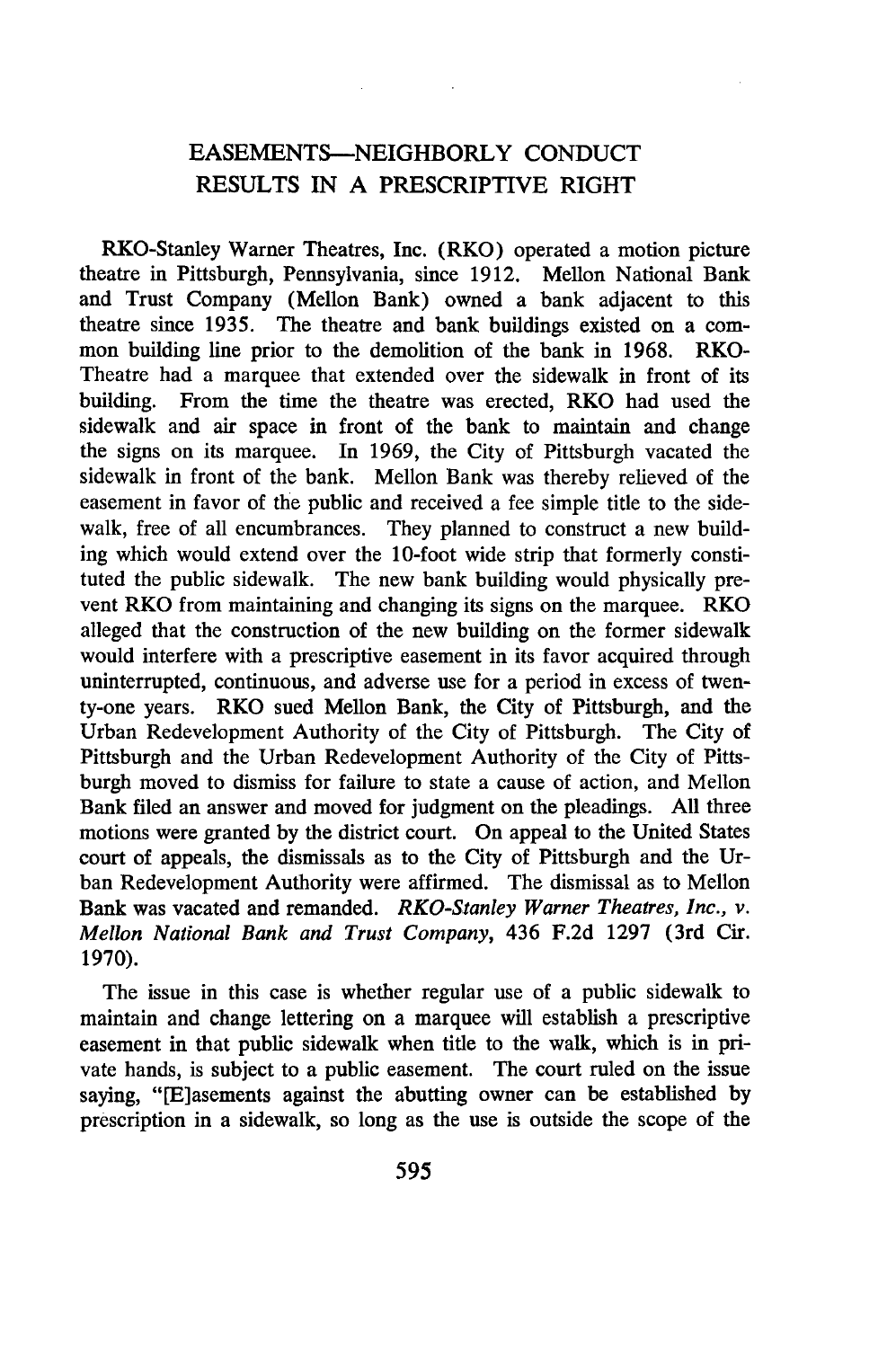# EASEMENTS—NEIGHBORLY CONDUCT RESULTS IN A PRESCRIPTIVE RIGHT

RKO-Stanley Warner Theatres, Inc. (RKO) operated a motion picture theatre in Pittsburgh, Pennsylvania, since 1912. Mellon National Bank and Trust Company (Mellon Bank) owned a bank adjacent to this theatre since 1935. The theatre and bank buildings existed on a common building line prior to the demolition of the bank in 1968. RKO-Theatre had a marquee that extended over the sidewalk in front of its building. From the time the theatre was erected, RKO had used the sidewalk and air space in front of the bank to maintain and change the signs on its marquee. In 1969, the City of Pittsburgh vacated the sidewalk in front of the bank. Mellon Bank was thereby relieved of the easement in favor of the public and received a fee simple title to the sidewalk, free of all encumbrances. They planned to construct a new building which would extend over the 10-foot wide strip that formerly constituted the public sidewalk. The new bank building would physically prevent RKO from maintaining and changing its signs on the marquee. RKO alleged that the construction of the new building on the former sidewalk would interfere with a prescriptive easement in its favor acquired through uninterrupted, continuous, and adverse use for a period in excess of twenty-one years. RKO sued Mellon Bank, the City of Pittsburgh, and the Urban Redevelopment Authority of the City of Pittsburgh. The City of Pittsburgh and the Urban Redevelopment Authority of the City of Pittsburgh moved to dismiss for failure to state a cause of action, and Mellon Bank filed an answer and moved for judgment on the pleadings. All three motions were granted by the district court. On appeal to the United States court of appeals, the dismissals as to the City of Pittsburgh and the Urban Redevelopment Authority were affirmed. The dismissal as to Mellon Bank was vacated and remanded. *RKO-Stanley Warner Theatres, Inc., v. Mellon National Bank and Trust Company*, 436 F.2d 1297 (3rd Cir. 1970).

The issue in this case is whether regular use of a public sidewalk to maintain and change lettering on a marquee will establish a prescriptive easement in that public sidewalk when title to the walk, which is in private hands, is subject to a public easement. The court ruled on the issue saying, "[E]asements against the abutting owner can be established by prescription in a sidewalk, so long as the use is outside the scope of the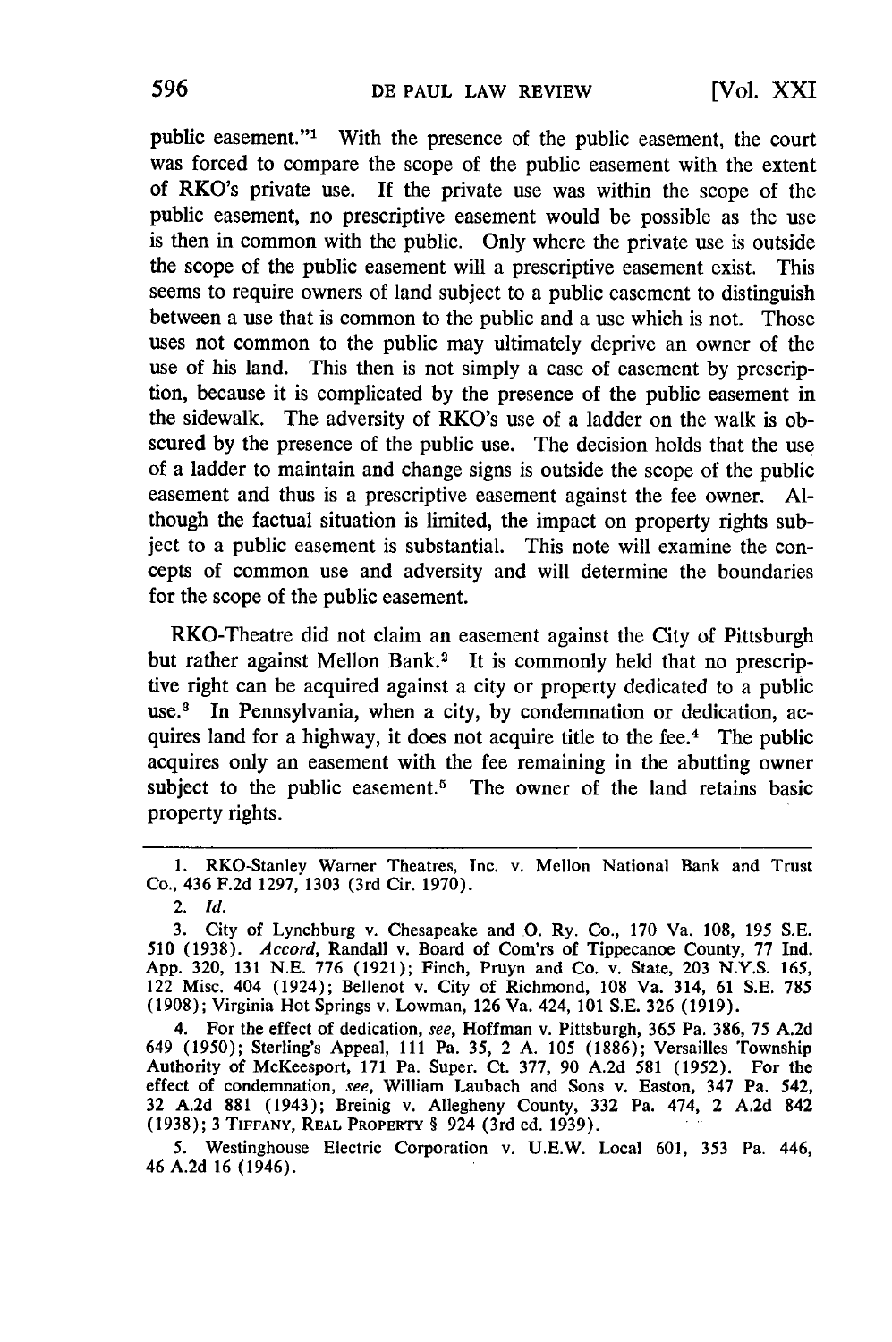public easement."[1] With the presence of the public easement, the court was forced to compare the scope of the public easement with the extent of RKO's private use. If the private use was within the scope of the public easement, no prescriptive easement would be possible as the use is then in common with the public. Only where the private use is outside the scope of the public easement will a prescriptive easement exist. This seems to require owners of land subject to a public easement to distinguish between a use that is common to the public and a use which is not. Those uses not common to the public may ultimately deprive an owner of the use of his land. This then is not simply a case of easement by prescription, because it is complicated by the presence of the public easement in the sidewalk. The adversity of RKO's use of a ladder on the walk is obscured by the presence of the public use. The decision holds that the use of a ladder to maintain and change signs is outside the scope of the public easement and thus is a prescriptive easement against the fee owner. Although the factual situation is limited, the impact on property rights subject to a public easement is substantial. This note will examine the concepts of common use and adversity and will determine the boundaries for the scope of the public easement.

RKO-Theatre did not claim an easement against the City of Pittsburgh but rather against Mellon Bank.[2] It is commonly held that no prescriptive right can be acquired against a city or property dedicated to a public use.[3] In Pennsylvania, when a city, by condemnation or dedication, acquires land for a highway, it does not acquire title to the fee.[4] The public acquires only an easement with the fee remaining in the abutting owner subject to the public easement.[5] The owner of the land retains basic property rights.

---

1. RKO-Stanley Warner Theatres, Inc. v. Mellon National Bank and Trust Co., 436 F.2d 1297, 1303 (3rd Cir. 1970).

2. *Id.*

3. City of Lynchburg v. Chesapeake and O. Ry. Co., 170 Va. 108, 195 S.E. 510 (1938). *Accord*, Randall v. Board of Com'rs of Tippecanoe County, 77 Ind. App. 320, 131 N.E. 776 (1921); Finch, Pruyn and Co. v. State, 203 N.Y.S. 165, 122 Misc. 404 (1924); Bellenot v. City of Richmond, 108 Va. 314, 61 S.E. 785 (1908); Virginia Hot Springs v. Lowman, 126 Va. 424, 101 S.E. 326 (1919).

4. For the effect of dedication, *see*, Hoffman v. Pittsburgh, 365 Pa. 386, 75 A.2d 649 (1950); Sterling's Appeal, 111 Pa. 35, 2 A. 105 (1886); Versailles Township Authority of McKeesport, 171 Pa. Super. Ct. 377, 90 A.2d 581 (1952). For the effect of condemnation, *see*, William Laubach and Sons v. Easton, 347 Pa. 542, 32 A.2d 881 (1943); Breinig v. Allegheny County, 332 Pa. 474, 2 A.2d 842 (1938); 3 TIFFANY, REAL PROPERTY § 924 (3rd ed. 1939).

5. Westinghouse Electric Corporation v. U.E.W. Local 601, 353 Pa. 446, 46 A.2d 16 (1946).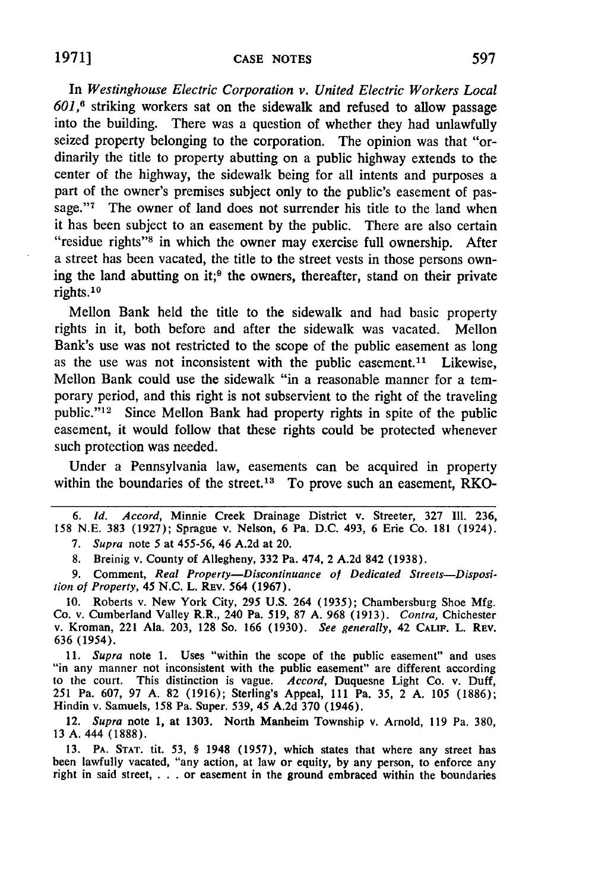In *Westinghouse Electric Corporation v. United Electric Workers Local 601*,[6] striking workers sat on the sidewalk and refused to allow passage into the building. There was a question of whether they had unlawfully seized property belonging to the corporation. The opinion was that "ordinarily the title to property abutting on a public highway extends to the center of the highway, the sidewalk being for all intents and purposes a part of the owner's premises subject only to the public's easement of passage."[7] The owner of land does not surrender his title to the land when it has been subject to an easement by the public. There are also certain "residue rights"[8] in which the owner may exercise full ownership. After a street has been vacated, the title to the street vests in those persons owning the land abutting on it;[9] the owners, thereafter, stand on their private rights.[10]

Mellon Bank held the title to the sidewalk and had basic property rights in it, both before and after the sidewalk was vacated. Mellon Bank's use was not restricted to the scope of the public easement as long as the use was not inconsistent with the public easement.[11] Likewise, Mellon Bank could use the sidewalk "in a reasonable manner for a temporary period, and this right is not subservient to the right of the traveling public."[12] Since Mellon Bank had property rights in spite of the public easement, it would follow that these rights could be protected whenever such protection was needed.

Under a Pennsylvania law, easements can be acquired in property within the boundaries of the street.[13] To prove such an easement, RKO-

---

6. *Id. Accord*, Minnie Creek Drainage District v. Streeter, 327 Ill. 236, 158 N.E. 383 (1927); Sprague v. Nelson, 6 Pa. D.C. 493, 6 Erie Co. 181 (1924).

7. *Supra* note 5 at 455-56, 46 A.2d at 20.

8. Breinig v. County of Allegheny, 332 Pa. 474, 2 A.2d 842 (1938).

9. Comment, *Real Property—Discontinuance of Dedicated Streets—Disposition of Property*, 45 N.C. L. REV. 564 (1967).

10. Roberts v. New York City, 295 U.S. 264 (1935); Chambersburg Shoe Mfg. Co. v. Cumberland Valley R.R., 240 Pa. 519, 87 A. 968 (1913). *Contra*, Chichester v. Kroman, 221 Ala. 203, 128 So. 166 (1930). *See generally*, 42 CALIF. L. REV. 636 (1954).

11. *Supra* note 1. Uses "within the scope of the public easement" and uses "in any manner not inconsistent with the public easement" are different according to the court. This distinction is vague. *Accord*, Duquesne Light Co. v. Duff, 251 Pa. 607, 97 A. 82 (1916); Sterling's Appeal, 111 Pa. 35, 2 A. 105 (1886); Hindin v. Samuels, 158 Pa. Super. 539, 45 A.2d 370 (1946).

12. *Supra* note 1, at 1303. North Manheim Township v. Arnold, 119 Pa. 380, 13 A. 444 (1888).

13. PA. STAT. tit. 53, § 1948 (1957), which states that where any street has been lawfully vacated, "any action, at law or equity, by any person, to enforce any right in said street, . . . or easement in the ground embraced within the boundaries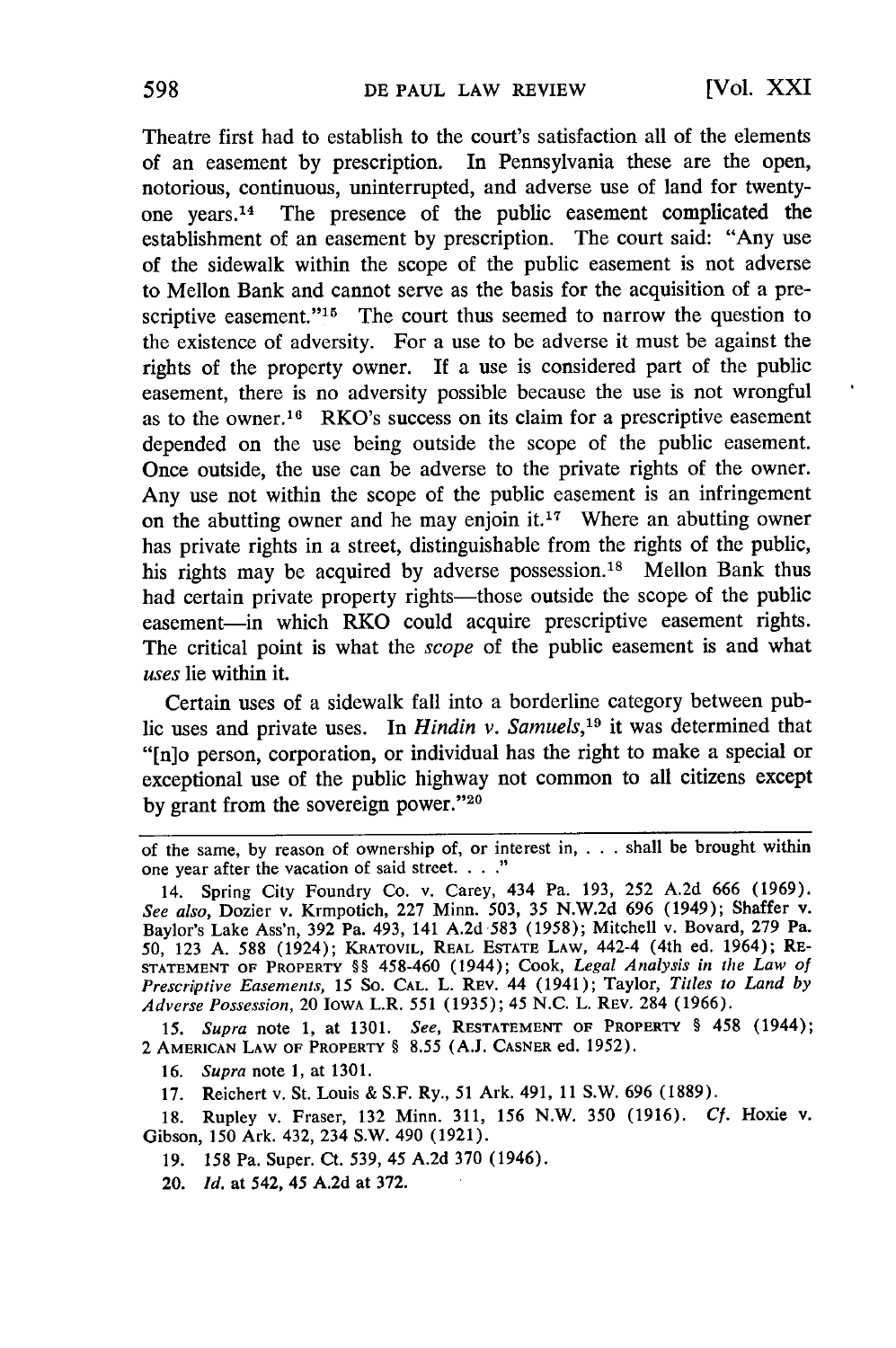Theatre first had to establish to the court's satisfaction all of the elements of an easement by prescription. In Pennsylvania these are the open, notorious, continuous, uninterrupted, and adverse use of land for twenty-one years.[14] The presence of the public easement complicated the establishment of an easement by prescription. The court said: "Any use of the sidewalk within the scope of the public easement is not adverse to Mellon Bank and cannot serve as the basis for the acquisition of a prescriptive easement."[15] The court thus seemed to narrow the question to the existence of adversity. For a use to be adverse it must be against the rights of the property owner. If a use is considered part of the public easement, there is no adversity possible because the use is not wrongful as to the owner.[16] RKO's success on its claim for a prescriptive easement depended on the use being outside the scope of the public easement. Once outside, the use can be adverse to the private rights of the owner. Any use not within the scope of the public easement is an infringement on the abutting owner and he may enjoin it.[17] Where an abutting owner has private rights in a street, distinguishable from the rights of the public, his rights may be acquired by adverse possession.[18] Mellon Bank thus had certain private property rights—those outside the scope of the public easement—in which RKO could acquire prescriptive easement rights. The critical point is what the *scope* of the public easement is and what *uses* lie within it.

Certain uses of a sidewalk fall into a borderline category between public uses and private uses. In *Hindin v. Samuels*,[19] it was determined that "[n]o person, corporation, or individual has the right to make a special or exceptional use of the public highway not common to all citizens except by grant from the sovereign power."[20]

---

of the same, by reason of ownership of, or interest in, . . . shall be brought within one year after the vacation of said street. . . ."

14. Spring City Foundry Co. v. Carey, 434 Pa. 193, 252 A.2d 666 (1969). *See also*, Dozier v. Krmpotich, 227 Minn. 503, 35 N.W.2d 696 (1949); Shaffer v. Baylor's Lake Ass'n, 392 Pa. 493, 141 A.2d 583 (1958); Mitchell v. Bovard, 279 Pa. 50, 123 A. 588 (1924); KRATOVIL, REAL ESTATE LAW, 442-4 (4th ed. 1964); RESTATEMENT OF PROPERTY §§ 458-460 (1944); Cook, *Legal Analysis in the Law of Prescriptive Easements*, 15 SO. CAL. L. REV. 44 (1941); Taylor, *Titles to Land by Adverse Possession*, 20 IOWA L.R. 551 (1935); 45 N.C. L. REV. 284 (1966).

15. *Supra* note 1, at 1301. *See*, RESTATEMENT OF PROPERTY § 458 (1944); 2 AMERICAN LAW OF PROPERTY § 8.55 (A.J. CASNER ed. 1952).

16. *Supra* note 1, at 1301.

17. Reichert v. St. Louis & S.F. Ry., 51 Ark. 491, 11 S.W. 696 (1889).

18. Rupley v. Fraser, 132 Minn. 311, 156 N.W. 350 (1916). *Cf.* Hoxie v. Gibson, 150 Ark. 432, 234 S.W. 490 (1921).

19. 158 Pa. Super. Ct. 539, 45 A.2d 370 (1946).

20. *Id.* at 542, 45 A.2d at 372.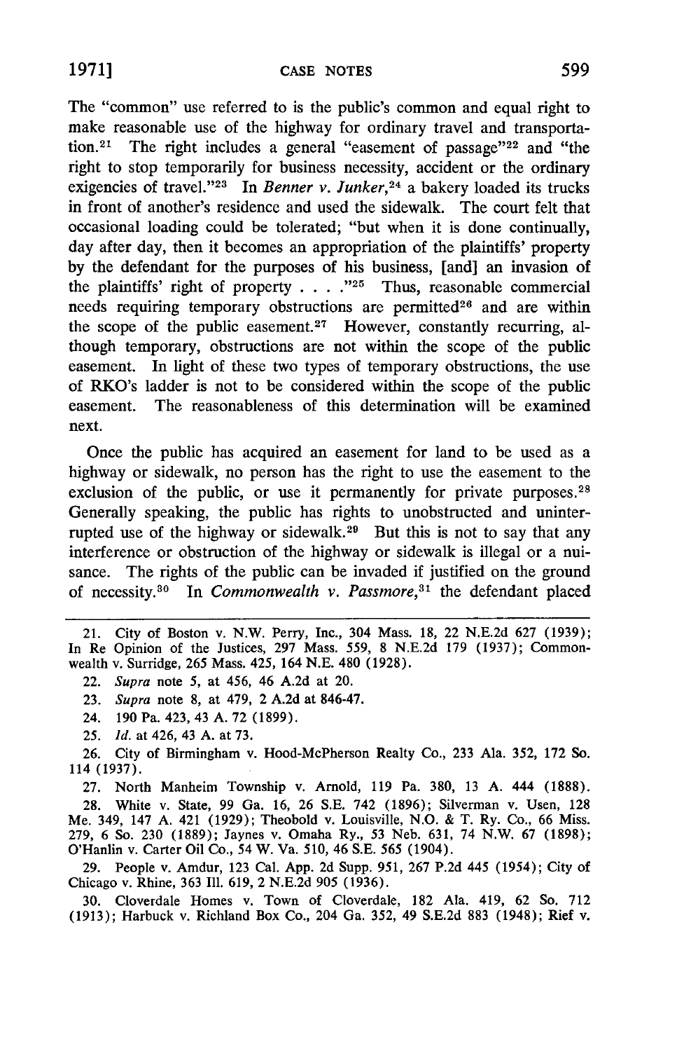The "common" use referred to is the public's common and equal right to make reasonable use of the highway for ordinary travel and transportation.[21] The right includes a general "easement of passage"[22] and "the right to stop temporarily for business necessity, accident or the ordinary exigencies of travel."[23] In *Benner v. Junker*,[24] a bakery loaded its trucks in front of another's residence and used the sidewalk. The court felt that occasional loading could be tolerated; "but when it is done continually, day after day, then it becomes an appropriation of the plaintiffs' property by the defendant for the purposes of his business, [and] an invasion of the plaintiffs' right of property . . . ."[25] Thus, reasonable commercial needs requiring temporary obstructions are permitted[26] and are within the scope of the public easement.[27] However, constantly recurring, although temporary, obstructions are not within the scope of the public easement. In light of these two types of temporary obstructions, the use of RKO's ladder is not to be considered within the scope of the public easement. The reasonableness of this determination will be examined next.

Once the public has acquired an easement for land to be used as a highway or sidewalk, no person has the right to use the easement to the exclusion of the public, or use it permanently for private purposes.[28] Generally speaking, the public has rights to unobstructed and uninterrupted use of the highway or sidewalk.[29] But this is not to say that any interference or obstruction of the highway or sidewalk is illegal or a nuisance. The rights of the public can be invaded if justified on the ground of necessity.[30] In *Commonwealth v. Passmore*,[31] the defendant placed

21. City of Boston v. N.W. Perry, Inc., 304 Mass. 18, 22 N.E.2d 627 (1939); In Re Opinion of the Justices, 297 Mass. 559, 8 N.E.2d 179 (1937); Commonwealth v. Surridge, 265 Mass. 425, 164 N.E. 480 (1928).

22. *Supra* note 5, at 456, 46 A.2d at 20.

23. *Supra* note 8, at 479, 2 A.2d at 846-47.

24. 190 Pa. 423, 43 A. 72 (1899).

25. *Id.* at 426, 43 A. at 73.

26. City of Birmingham v. Hood-McPherson Realty Co., 233 Ala. 352, 172 So. 114 (1937).

27. North Manheim Township v. Arnold, 119 Pa. 380, 13 A. 444 (1888).

28. White v. State, 99 Ga. 16, 26 S.E. 742 (1896); Silverman v. Usen, 128 Me. 349, 147 A. 421 (1929); Theobold v. Louisville, N.O. & T. Ry. Co., 66 Miss. 279, 6 So. 230 (1889); Jaynes v. Omaha Ry., 53 Neb. 631, 74 N.W. 67 (1898); O'Hanlin v. Carter Oil Co., 54 W. Va. 510, 46 S.E. 565 (1904).

29. People v. Amdur, 123 Cal. App. 2d Supp. 951, 267 P.2d 445 (1954); City of Chicago v. Rhine, 363 Ill. 619, 2 N.E.2d 905 (1936).

30. Cloverdale Homes v. Town of Cloverdale, 182 Ala. 419, 62 So. 712 (1913); Harbuck v. Richland Box Co., 204 Ga. 352, 49 S.E.2d 883 (1948); Rief v.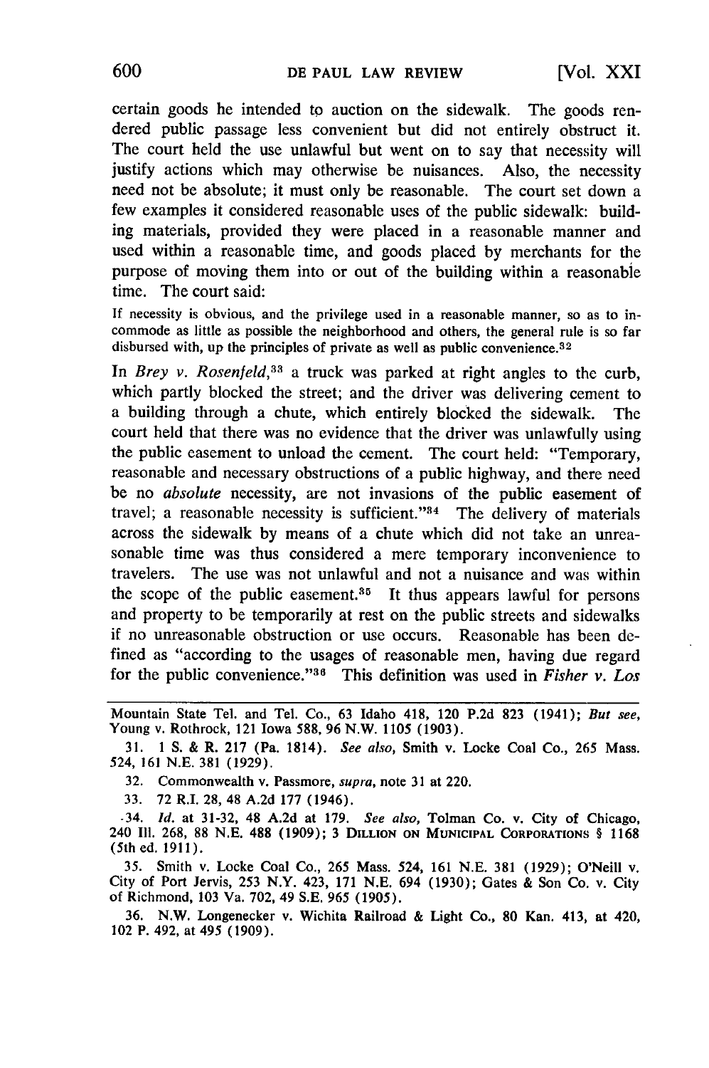certain goods he intended to auction on the sidewalk. The goods rendered public passage less convenient but did not entirely obstruct it. The court held the use unlawful but went on to say that necessity will justify actions which may otherwise be nuisances. Also, the necessity need not be absolute; it must only be reasonable. The court set down a few examples it considered reasonable uses of the public sidewalk: building materials, provided they were placed in a reasonable manner and used within a reasonable time, and goods placed by merchants for the purpose of moving them into or out of the building within a reasonable time. The court said:

> If necessity is obvious, and the privilege used in a reasonable manner, so as to incommode as little as possible the neighborhood and others, the general rule is so far disbursed with, up the principles of private as well as public convenience.[32]

In *Brey v. Rosenfeld*,[33] a truck was parked at right angles to the curb, which partly blocked the street; and the driver was delivering cement to a building through a chute, which entirely blocked the sidewalk. The court held that there was no evidence that the driver was unlawfully using the public easement to unload the cement. The court held: "Temporary, reasonable and necessary obstructions of a public highway, and there need be no *absolute* necessity, are not invasions of the public easement of travel; a reasonable necessity is sufficient."[34] The delivery of materials across the sidewalk by means of a chute which did not take an unreasonable time was thus considered a mere temporary inconvenience to travelers. The use was not unlawful and not a nuisance and was within the scope of the public easement.[35] It thus appears lawful for persons and property to be temporarily at rest on the public streets and sidewalks if no unreasonable obstruction or use occurs. Reasonable has been defined as "according to the usages of reasonable men, having due regard for the public convenience."[36] This definition was used in *Fisher v. Los*

---

Mountain State Tel. and Tel. Co., 63 Idaho 418, 120 P.2d 823 (1941); *But see*, Young v. Rothrock, 121 Iowa 588, 96 N.W. 1105 (1903).

31. 1 S. & R. 217 (Pa. 1814). *See also*, Smith v. Locke Coal Co., 265 Mass. 524, 161 N.E. 381 (1929).

32. Commonwealth v. Passmore, *supra*, note 31 at 220.

33. 72 R.I. 28, 48 A.2d 177 (1946).

34. *Id.* at 31-32, 48 A.2d at 179. *See also*, Tolman Co. v. City of Chicago, 240 Ill. 268, 88 N.E. 488 (1909); 3 DILLION ON MUNICIPAL CORPORATIONS § 1168 (5th ed. 1911).

35. Smith v. Locke Coal Co., 265 Mass. 524, 161 N.E. 381 (1929); O'Neill v. City of Port Jervis, 253 N.Y. 423, 171 N.E. 694 (1930); Gates & Son Co. v. City of Richmond, 103 Va. 702, 49 S.E. 965 (1905).

36. N.W. Longenecker v. Wichita Railroad & Light Co., 80 Kan. 413, at 420, 102 P. 492, at 495 (1909).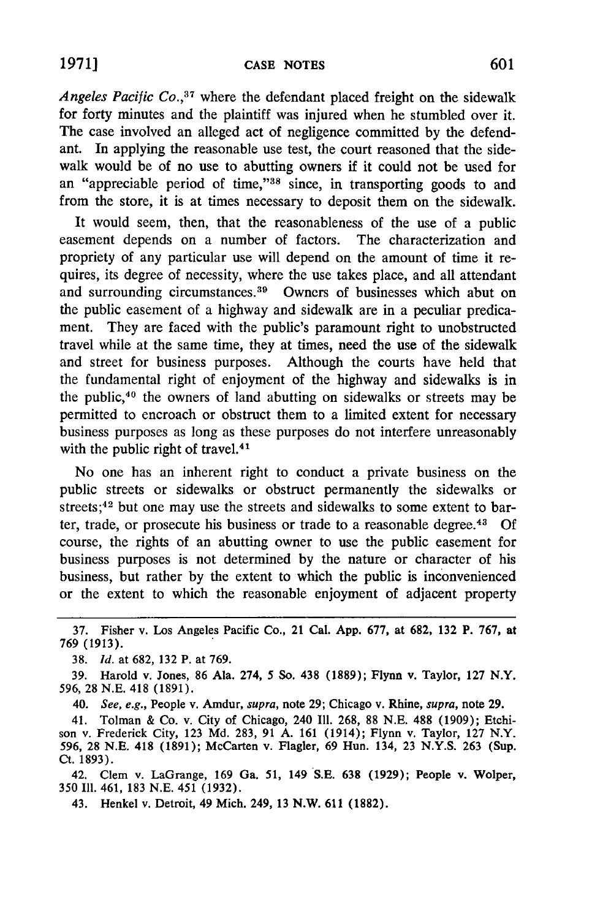*Angeles Pacific Co.*,[37] where the defendant placed freight on the sidewalk for forty minutes and the plaintiff was injured when he stumbled over it. The case involved an alleged act of negligence committed by the defendant. In applying the reasonable use test, the court reasoned that the sidewalk would be of no use to abutting owners if it could not be used for an "appreciable period of time,"[38] since, in transporting goods to and from the store, it is at times necessary to deposit them on the sidewalk.

It would seem, then, that the reasonableness of the use of a public easement depends on a number of factors. The characterization and propriety of any particular use will depend on the amount of time it requires, its degree of necessity, where the use takes place, and all attendant and surrounding circumstances.[39] Owners of businesses which abut on the public easement of a highway and sidewalk are in a peculiar predicament. They are faced with the public's paramount right to unobstructed travel while at the same time, they at times, need the use of the sidewalk and street for business purposes. Although the courts have held that the fundamental right of enjoyment of the highway and sidewalks is in the public,[40] the owners of land abutting on sidewalks or streets may be permitted to encroach or obstruct them to a limited extent for necessary business purposes as long as these purposes do not interfere unreasonably with the public right of travel.[41]

No one has an inherent right to conduct a private business on the public streets or sidewalks or obstruct permanently the sidewalks or streets;[42] but one may use the streets and sidewalks to some extent to barter, trade, or prosecute his business or trade to a reasonable degree.[43] Of course, the rights of an abutting owner to use the public easement for business purposes is not determined by the nature or character of his business, but rather by the extent to which the public is inconvenienced or the extent to which the reasonable enjoyment of adjacent property

---

37. Fisher v. Los Angeles Pacific Co., 21 Cal. App. 677, at 682, 132 P. 767, at 769 (1913).

38. *Id.* at 682, 132 P. at 769.

39. Harold v. Jones, 86 Ala. 274, 5 So. 438 (1889); Flynn v. Taylor, 127 N.Y. 596, 28 N.E. 418 (1891).

40. *See, e.g.*, People v. Amdur, *supra*, note 29; Chicago v. Rhine, *supra*, note 29.

41. Tolman & Co. v. City of Chicago, 240 Ill. 268, 88 N.E. 488 (1909); Etchison v. Frederick City, 123 Md. 283, 91 A. 161 (1914); Flynn v. Taylor, 127 N.Y. 596, 28 N.E. 418 (1891); McCarten v. Flagler, 69 Hun. 134, 23 N.Y.S. 263 (Sup. Ct. 1893).

42. Clem v. LaGrange, 169 Ga. 51, 149 S.E. 638 (1929); People v. Wolper, 350 Ill. 461, 183 N.E. 451 (1932).

43. Henkel v. Detroit, 49 Mich. 249, 13 N.W. 611 (1882).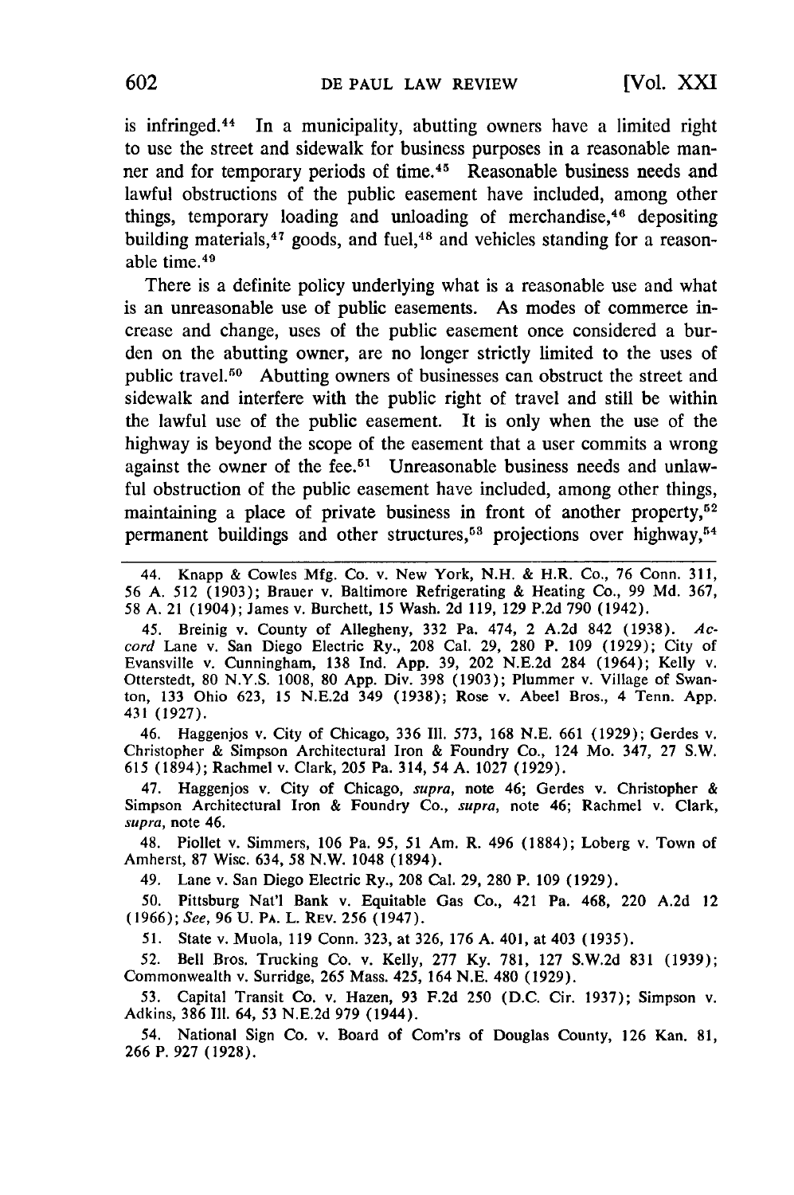is infringed.[44] In a municipality, abutting owners have a limited right to use the street and sidewalk for business purposes in a reasonable manner and for temporary periods of time.[45] Reasonable business needs and lawful obstructions of the public easement have included, among other things, temporary loading and unloading of merchandise,[46] depositing building materials,[47] goods, and fuel,[48] and vehicles standing for a reasonable time.[49]

There is a definite policy underlying what is a reasonable use and what is an unreasonable use of public easements. As modes of commerce increase and change, uses of the public easement once considered a burden on the abutting owner, are no longer strictly limited to the uses of public travel.[50] Abutting owners of businesses can obstruct the street and sidewalk and interfere with the public right of travel and still be within the lawful use of the public easement. It is only when the use of the highway is beyond the scope of the easement that a user commits a wrong against the owner of the fee.[51] Unreasonable business needs and unlawful obstruction of the public easement have included, among other things, maintaining a place of private business in front of another property,[52] permanent buildings and other structures,[53] projections over highway,[54]

---

44. Knapp & Cowles Mfg. Co. v. New York, N.H. & H.R. Co., 76 Conn. 311, 56 A. 512 (1903); Brauer v. Baltimore Refrigerating & Heating Co., 99 Md. 367, 58 A. 21 (1904); James v. Burchett, 15 Wash. 2d 119, 129 P.2d 790 (1942).

45. Breinig v. County of Allegheny, 332 Pa. 474, 2 A.2d 842 (1938). *Accord* Lane v. San Diego Electric Ry., 208 Cal. 29, 280 P. 109 (1929); City of Evansville v. Cunningham, 138 Ind. App. 39, 202 N.E.2d 284 (1964); Kelly v. Otterstedt, 80 N.Y.S. 1008, 80 App. Div. 398 (1903); Plummer v. Village of Swanton, 133 Ohio 623, 15 N.E.2d 349 (1938); Rose v. Abeel Bros., 4 Tenn. App. 431 (1927).

46. Haggenjos v. City of Chicago, 336 Ill. 573, 168 N.E. 661 (1929); Gerdes v. Christopher & Simpson Architectural Iron & Foundry Co., 124 Mo. 347, 27 S.W. 615 (1894); Rachmel v. Clark, 205 Pa. 314, 54 A. 1027 (1929).

47. Haggenjos v. City of Chicago, *supra*, note 46; Gerdes v. Christopher & Simpson Architectural Iron & Foundry Co., *supra*, note 46; Rachmel v. Clark, *supra*, note 46.

48. Piollet v. Simmers, 106 Pa. 95, 51 Am. R. 496 (1884); Loberg v. Town of Amherst, 87 Wisc. 634, 58 N.W. 1048 (1894).

49. Lane v. San Diego Electric Ry., 208 Cal. 29, 280 P. 109 (1929).

50. Pittsburg Nat'l Bank v. Equitable Gas Co., 421 Pa. 468, 220 A.2d 12 (1966); *See*, 96 U. PA. L. REV. 256 (1947).

51. State v. Muola, 119 Conn. 323, at 326, 176 A. 401, at 403 (1935).

52. Bell Bros. Trucking Co. v. Kelly, 277 Ky. 781, 127 S.W.2d 831 (1939); Commonwealth v. Surridge, 265 Mass. 425, 164 N.E. 480 (1929).

53. Capital Transit Co. v. Hazen, 93 F.2d 250 (D.C. Cir. 1937); Simpson v. Adkins, 386 Ill. 64, 53 N.E.2d 979 (1944).

54. National Sign Co. v. Board of Com'rs of Douglas County, 126 Kan. 81, 266 P. 927 (1928).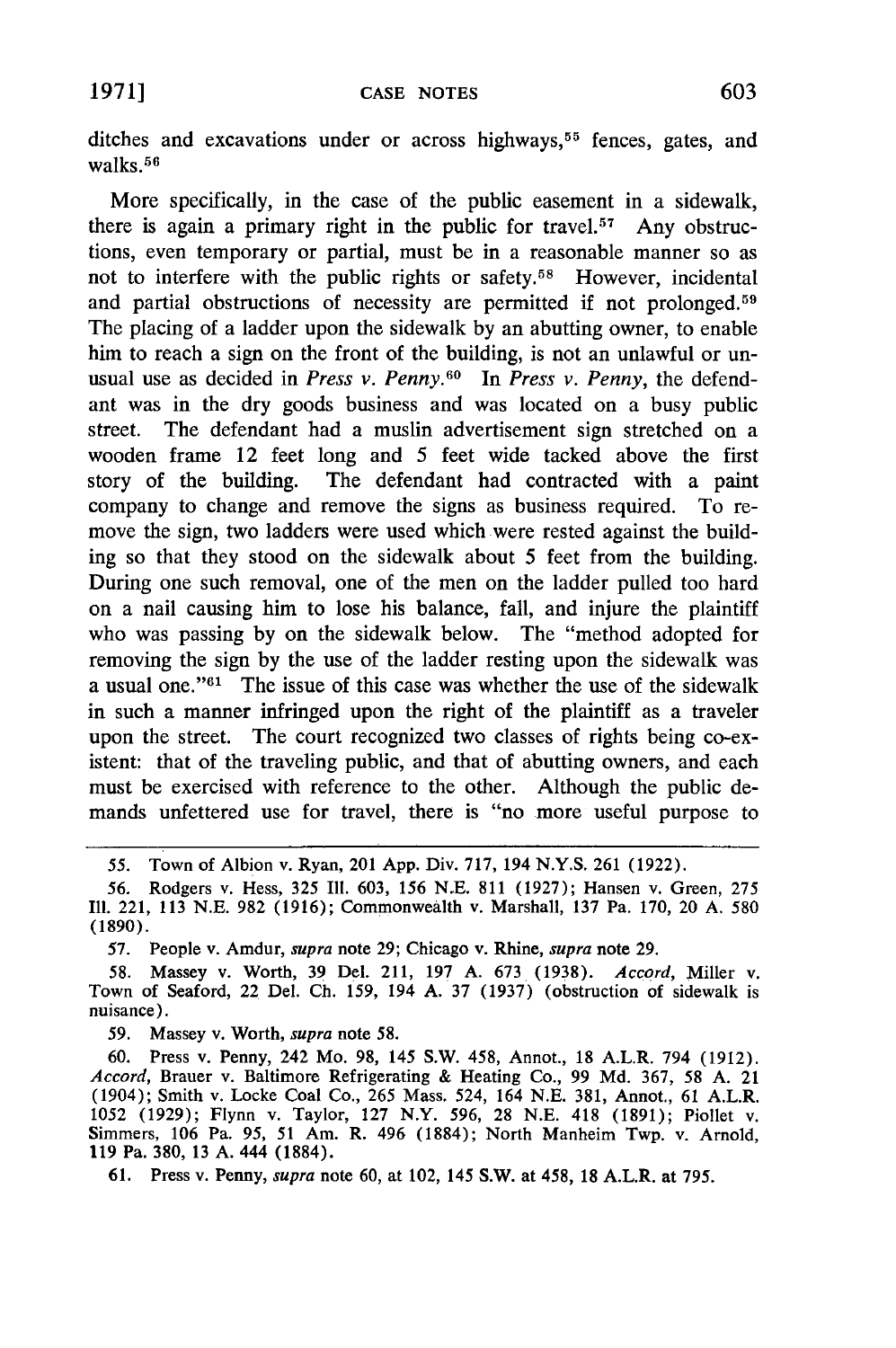ditches and excavations under or across highways,[55] fences, gates, and walks.[56]

More specifically, in the case of the public easement in a sidewalk, there is again a primary right in the public for travel.[57] Any obstructions, even temporary or partial, must be in a reasonable manner so as not to interfere with the public rights or safety.[58] However, incidental and partial obstructions of necessity are permitted if not prolonged.[59] The placing of a ladder upon the sidewalk by an abutting owner, to enable him to reach a sign on the front of the building, is not an unlawful or unusual use as decided in *Press v. Penny*.[60] In *Press v. Penny*, the defendant was in the dry goods business and was located on a busy public street. The defendant had a muslin advertisement sign stretched on a wooden frame 12 feet long and 5 feet wide tacked above the first story of the building. The defendant had contracted with a paint company to change and remove the signs as business required. To remove the sign, two ladders were used which were rested against the building so that they stood on the sidewalk about 5 feet from the building. During one such removal, one of the men on the ladder pulled too hard on a nail causing him to lose his balance, fall, and injure the plaintiff who was passing by on the sidewalk below. The "method adopted for removing the sign by the use of the ladder resting upon the sidewalk was a usual one."[61] The issue of this case was whether the use of the sidewalk in such a manner infringed upon the right of the plaintiff as a traveler upon the street. The court recognized two classes of rights being co-existent: that of the traveling public, and that of abutting owners, and each must be exercised with reference to the other. Although the public demands unfettered use for travel, there is "no more useful purpose to

---

55. Town of Albion v. Ryan, 201 App. Div. 717, 194 N.Y.S. 261 (1922).

56. Rodgers v. Hess, 325 Ill. 603, 156 N.E. 811 (1927); Hansen v. Green, 275 Ill. 221, 113 N.E. 982 (1916); Commonwealth v. Marshall, 137 Pa. 170, 20 A. 580 (1890).

57. People v. Amdur, *supra* note 29; Chicago v. Rhine, *supra* note 29.

58. Massey v. Worth, 39 Del. 211, 197 A. 673 (1938). *Accord*, Miller v. Town of Seaford, 22 Del. Ch. 159, 194 A. 37 (1937) (obstruction of sidewalk is nuisance).

59. Massey v. Worth, *supra* note 58.

60. Press v. Penny, 242 Mo. 98, 145 S.W. 458, Annot., 18 A.L.R. 794 (1912). *Accord*, Brauer v. Baltimore Refrigerating & Heating Co., 99 Md. 367, 58 A. 21 (1904); Smith v. Locke Coal Co., 265 Mass. 524, 164 N.E. 381, Annot., 61 A.L.R. 1052 (1929); Flynn v. Taylor, 127 N.Y. 596, 28 N.E. 418 (1891); Piollet v. Simmers, 106 Pa. 95, 51 Am. R. 496 (1884); North Manheim Twp. v. Arnold, 119 Pa. 380, 13 A. 444 (1884).

61. Press v. Penny, *supra* note 60, at 102, 145 S.W. at 458, 18 A.L.R. at 795.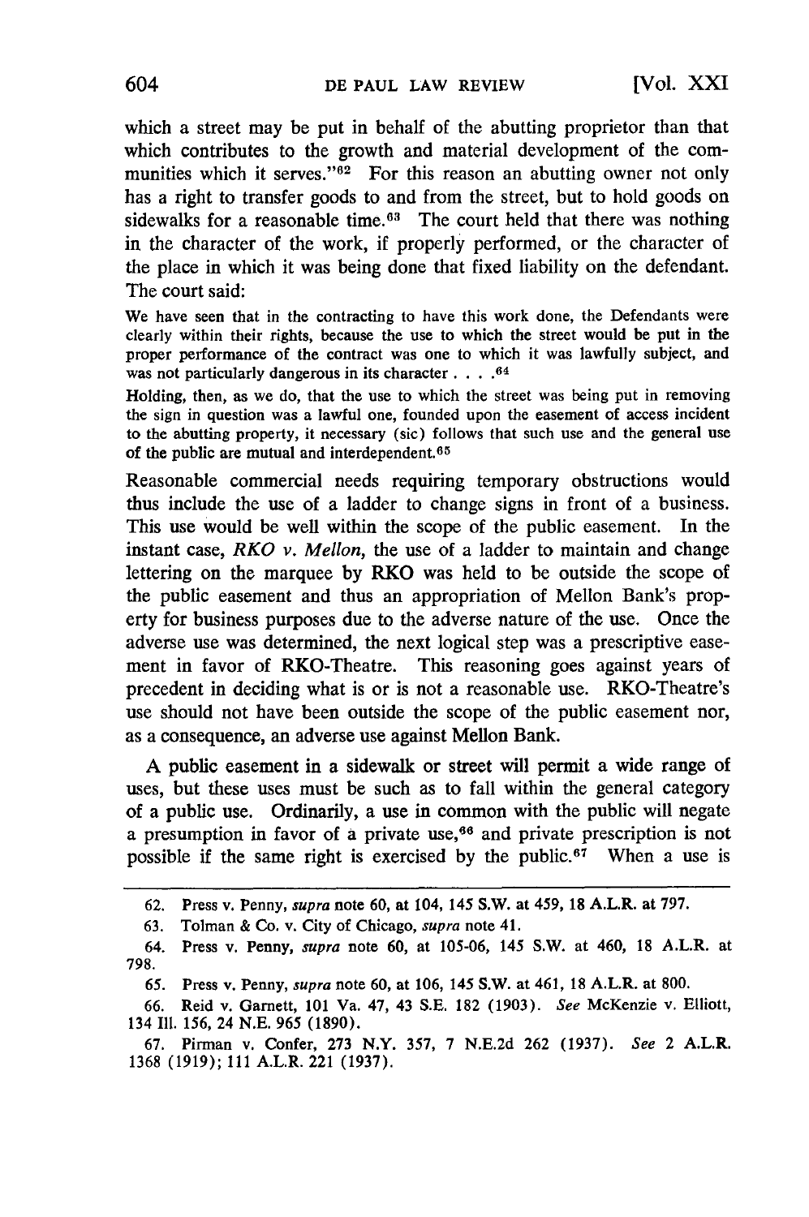which a street may be put in behalf of the abutting proprietor than that which contributes to the growth and material development of the communities which it serves."[62] For this reason an abutting owner not only has a right to transfer goods to and from the street, but to hold goods on sidewalks for a reasonable time.[63] The court held that there was nothing in the character of the work, if properly performed, or the character of the place in which it was being done that fixed liability on the defendant. The court said:

> We have seen that in the contracting to have this work done, the Defendants were clearly within their rights, because the use to which the street would be put in the proper performance of the contract was one to which it was lawfully subject, and was not particularly dangerous in its character . . . .[64]
>
> Holding, then, as we do, that the use to which the street was being put in removing the sign in question was a lawful one, founded upon the easement of access incident to the abutting property, it necessary (sic) follows that such use and the general use of the public are mutual and interdependent.[65]

Reasonable commercial needs requiring temporary obstructions would thus include the use of a ladder to change signs in front of a business. This use would be well within the scope of the public easement. In the instant case, *RKO v. Mellon*, the use of a ladder to maintain and change lettering on the marquee by RKO was held to be outside the scope of the public easement and thus an appropriation of Mellon Bank's property for business purposes due to the adverse nature of the use. Once the adverse use was determined, the next logical step was a prescriptive easement in favor of RKO-Theatre. This reasoning goes against years of precedent in deciding what is or is not a reasonable use. RKO-Theatre's use should not have been outside the scope of the public easement nor, as a consequence, an adverse use against Mellon Bank.

A public easement in a sidewalk or street will permit a wide range of uses, but these uses must be such as to fall within the general category of a public use. Ordinarily, a use in common with the public will negate a presumption in favor of a private use,[66] and private prescription is not possible if the same right is exercised by the public.[67] When a use is

---

62. Press v. Penny, *supra* note 60, at 104, 145 S.W. at 459, 18 A.L.R. at 797.

63. Tolman & Co. v. City of Chicago, *supra* note 41.

64. Press v. Penny, *supra* note 60, at 105-06, 145 S.W. at 460, 18 A.L.R. at 798.

65. Press v. Penny, *supra* note 60, at 106, 145 S.W. at 461, 18 A.L.R. at 800.

66. Reid v. Garnett, 101 Va. 47, 43 S.E. 182 (1903). *See* McKenzie v. Elliott, 134 Ill. 156, 24 N.E. 965 (1890).

67. Pirman v. Confer, 273 N.Y. 357, 7 N.E.2d 262 (1937). *See* 2 A.L.R. 1368 (1919); 111 A.L.R. 221 (1937).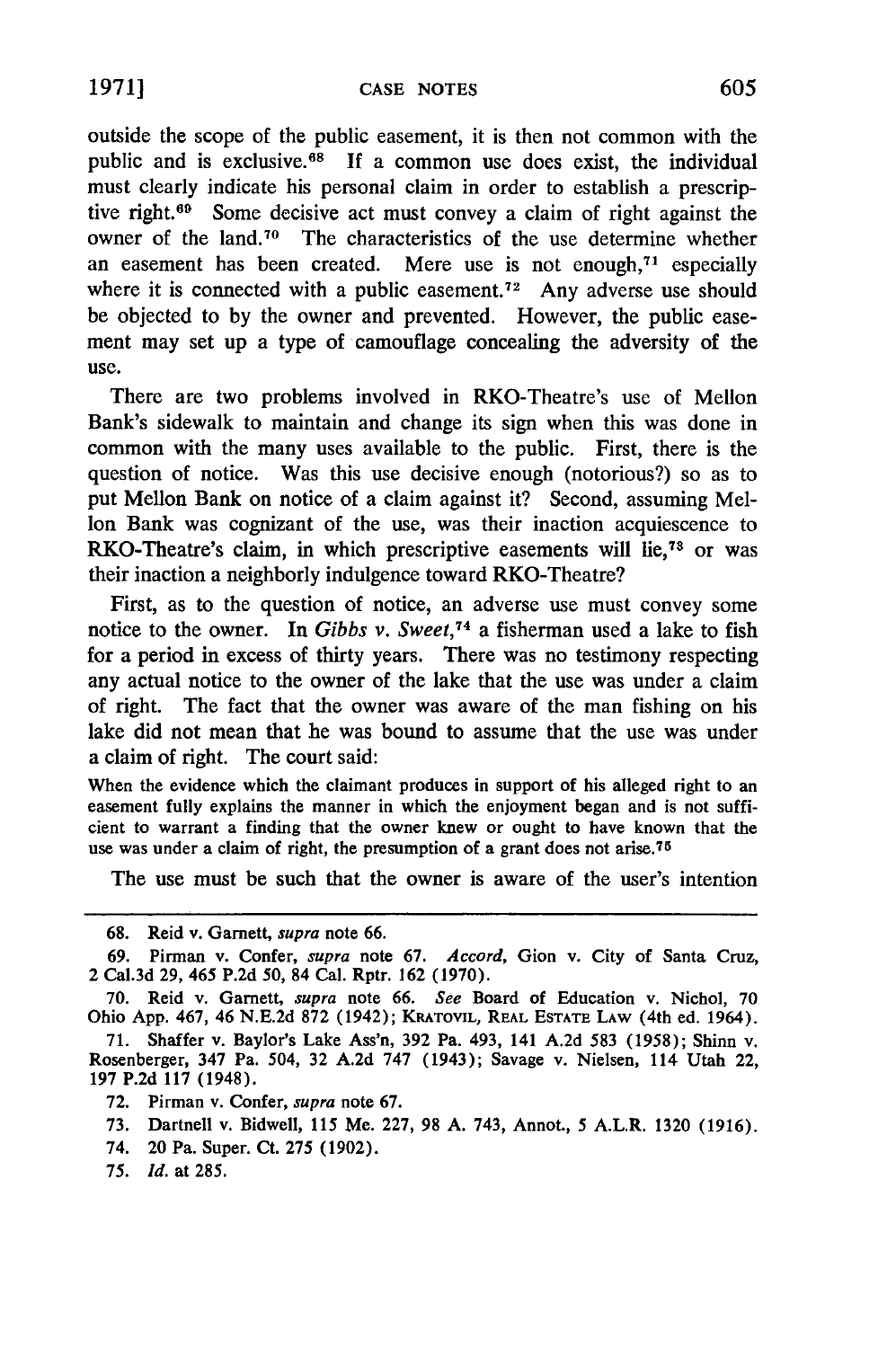outside the scope of the public easement, it is then not common with the public and is exclusive.[68] If a common use does exist, the individual must clearly indicate his personal claim in order to establish a prescriptive right.[69] Some decisive act must convey a claim of right against the owner of the land.[70] The characteristics of the use determine whether an easement has been created. Mere use is not enough,[71] especially where it is connected with a public easement.[72] Any adverse use should be objected to by the owner and prevented. However, the public easement may set up a type of camouflage concealing the adversity of the use.

There are two problems involved in RKO-Theatre's use of Mellon Bank's sidewalk to maintain and change its sign when this was done in common with the many uses available to the public. First, there is the question of notice. Was this use decisive enough (notorious?) so as to put Mellon Bank on notice of a claim against it? Second, assuming Mellon Bank was cognizant of the use, was their inaction acquiescence to RKO-Theatre's claim, in which prescriptive easements will lie,[73] or was their inaction a neighborly indulgence toward RKO-Theatre?

First, as to the question of notice, an adverse use must convey some notice to the owner. In *Gibbs v. Sweet*,[74] a fisherman used a lake to fish for a period in excess of thirty years. There was no testimony respecting any actual notice to the owner of the lake that the use was under a claim of right. The fact that the owner was aware of the man fishing on his lake did not mean that he was bound to assume that the use was under a claim of right. The court said:

> When the evidence which the claimant produces in support of his alleged right to an easement fully explains the manner in which the enjoyment began and is not sufficient to warrant a finding that the owner knew or ought to have known that the use was under a claim of right, the presumption of a grant does not arise.[75]

The use must be such that the owner is aware of the user's intention

---

68. Reid v. Garnett, *supra* note 66.

69. Pirman v. Confer, *supra* note 67. *Accord*, Gion v. City of Santa Cruz, 2 Cal.3d 29, 465 P.2d 50, 84 Cal. Rptr. 162 (1970).

70. Reid v. Garnett, *supra* note 66. *See* Board of Education v. Nichol, 70 Ohio App. 467, 46 N.E.2d 872 (1942); KRATOVIL, REAL ESTATE LAW (4th ed. 1964).

71. Shaffer v. Baylor's Lake Ass'n, 392 Pa. 493, 141 A.2d 583 (1958); Shinn v. Rosenberger, 347 Pa. 504, 32 A.2d 747 (1943); Savage v. Nielsen, 114 Utah 22, 197 P.2d 117 (1948).

72. Pirman v. Confer, *supra* note 67.

73. Dartnell v. Bidwell, 115 Me. 227, 98 A. 743, Annot., 5 A.L.R. 1320 (1916).

74. 20 Pa. Super. Ct. 275 (1902).

75. *Id.* at 285.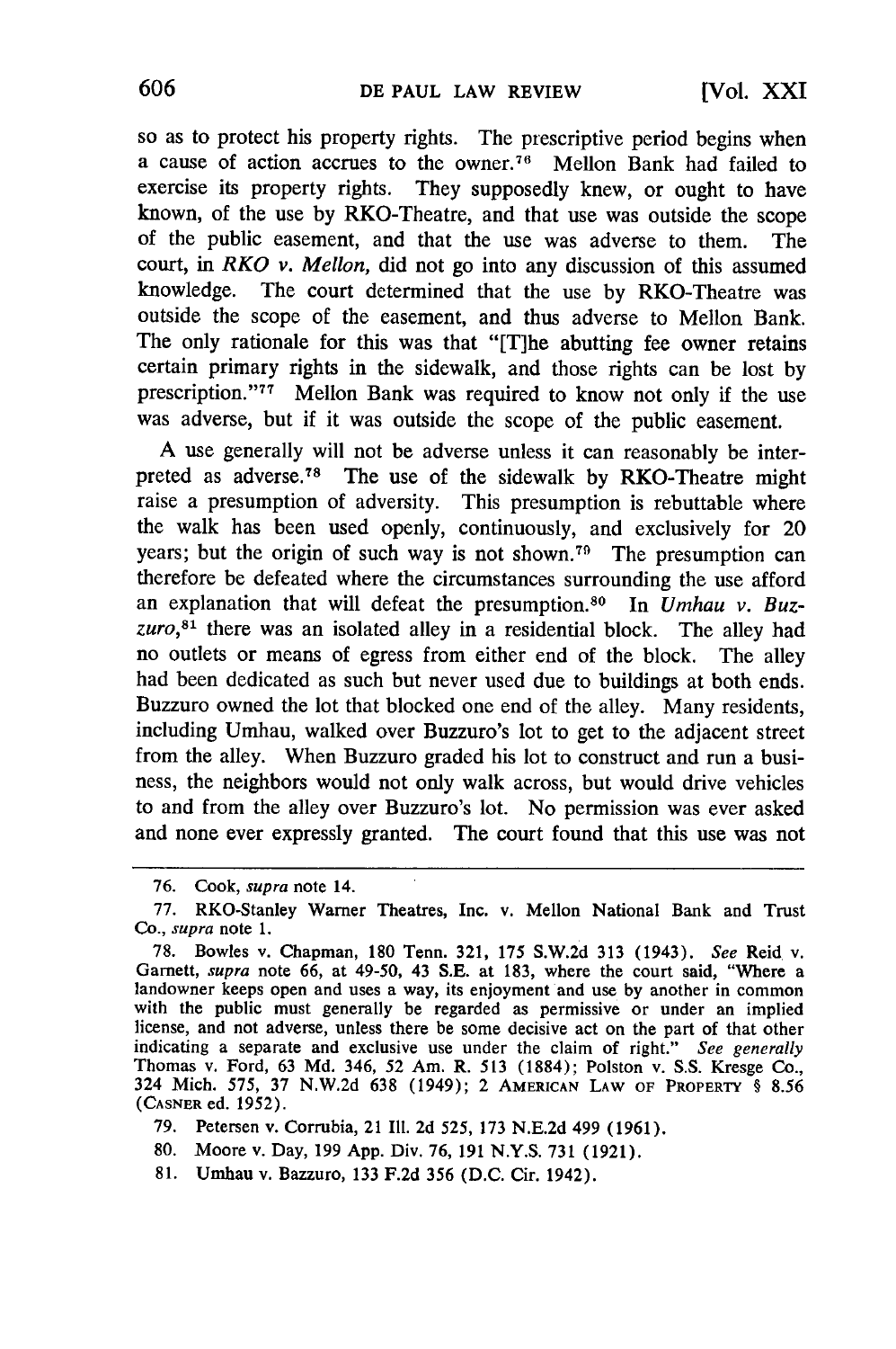so as to protect his property rights. The prescriptive period begins when a cause of action accrues to the owner.[76] Mellon Bank had failed to exercise its property rights. They supposedly knew, or ought to have known, of the use by RKO-Theatre, and that use was outside the scope of the public easement, and that the use was adverse to them. The court, in *RKO v. Mellon,* did not go into any discussion of this assumed knowledge. The court determined that the use by RKO-Theatre was outside the scope of the easement, and thus adverse to Mellon Bank. The only rationale for this was that "[T]he abutting fee owner retains certain primary rights in the sidewalk, and those rights can be lost by prescription."[77] Mellon Bank was required to know not only if the use was adverse, but if it was outside the scope of the public easement.

A use generally will not be adverse unless it can reasonably be interpreted as adverse.[78] The use of the sidewalk by RKO-Theatre might raise a presumption of adversity. This presumption is rebuttable where the walk has been used openly, continuously, and exclusively for 20 years; but the origin of such way is not shown.[79] The presumption can therefore be defeated where the circumstances surrounding the use afford an explanation that will defeat the presumption.[80] In *Umhau v. Buzzuro,*[81] there was an isolated alley in a residential block. The alley had no outlets or means of egress from either end of the block. The alley had been dedicated as such but never used due to buildings at both ends. Buzzuro owned the lot that blocked one end of the alley. Many residents, including Umhau, walked over Buzzuro's lot to get to the adjacent street from the alley. When Buzzuro graded his lot to construct and run a business, the neighbors would not only walk across, but would drive vehicles to and from the alley over Buzzuro's lot. No permission was ever asked and none ever expressly granted. The court found that this use was not

---

76. Cook, *supra* note 14.

77. RKO-Stanley Warner Theatres, Inc. v. Mellon National Bank and Trust Co., *supra* note 1.

78. Bowles v. Chapman, 180 Tenn. 321, 175 S.W.2d 313 (1943). *See* Reid v. Garnett, *supra* note 66, at 49-50, 43 S.E. at 183, where the court said, "Where a landowner keeps open and uses a way, its enjoyment and use by another in common with the public must generally be regarded as permissive or under an implied license, and not adverse, unless there be some decisive act on the part of that other indicating a separate and exclusive use under the claim of right." *See generally* Thomas v. Ford, 63 Md. 346, 52 Am. R. 513 (1884); Polston v. S.S. Kresge Co., 324 Mich. 575, 37 N.W.2d 638 (1949); 2 AMERICAN LAW OF PROPERTY § 8.56 (CASNER ed. 1952).

79. Petersen v. Corrubia, 21 Ill. 2d 525, 173 N.E.2d 499 (1961).

80. Moore v. Day, 199 App. Div. 76, 191 N.Y.S. 731 (1921).

81. Umhau v. Bazzuro, 133 F.2d 356 (D.C. Cir. 1942).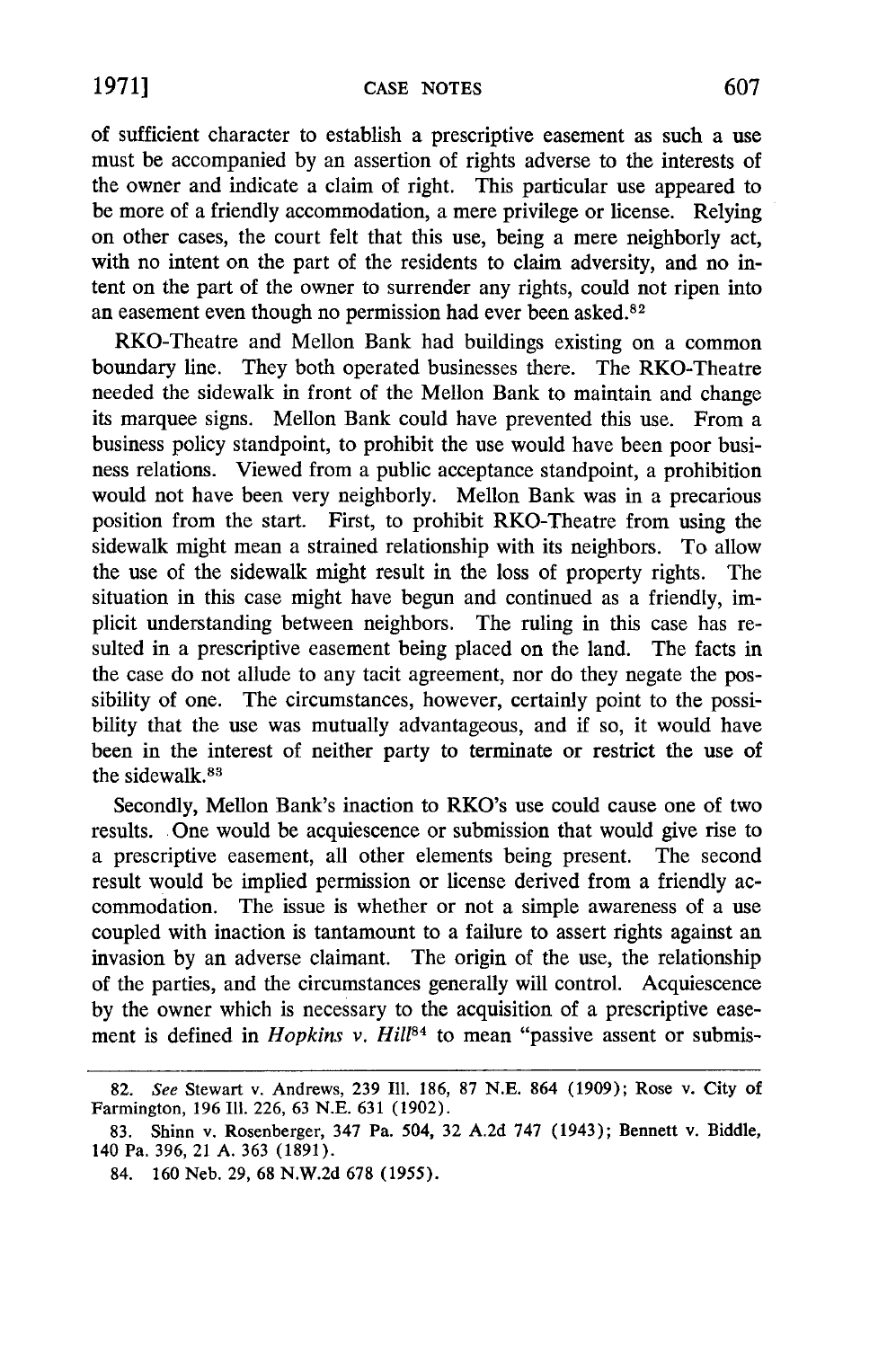of sufficient character to establish a prescriptive easement as such a use must be accompanied by an assertion of rights adverse to the interests of the owner and indicate a claim of right. This particular use appeared to be more of a friendly accommodation, a mere privilege or license. Relying on other cases, the court felt that this use, being a mere neighborly act, with no intent on the part of the residents to claim adversity, and no intent on the part of the owner to surrender any rights, could not ripen into an easement even though no permission had ever been asked.[82]

RKO-Theatre and Mellon Bank had buildings existing on a common boundary line. They both operated businesses there. The RKO-Theatre needed the sidewalk in front of the Mellon Bank to maintain and change its marquee signs. Mellon Bank could have prevented this use. From a business policy standpoint, to prohibit the use would have been poor business relations. Viewed from a public acceptance standpoint, a prohibition would not have been very neighborly. Mellon Bank was in a precarious position from the start. First, to prohibit RKO-Theatre from using the sidewalk might mean a strained relationship with its neighbors. To allow the use of the sidewalk might result in the loss of property rights. The situation in this case might have begun and continued as a friendly, implicit understanding between neighbors. The ruling in this case has resulted in a prescriptive easement being placed on the land. The facts in the case do not allude to any tacit agreement, nor do they negate the possibility of one. The circumstances, however, certainly point to the possibility that the use was mutually advantageous, and if so, it would have been in the interest of neither party to terminate or restrict the use of the sidewalk.[83]

Secondly, Mellon Bank's inaction to RKO's use could cause one of two results. One would be acquiescence or submission that would give rise to a prescriptive easement, all other elements being present. The second result would be implied permission or license derived from a friendly accommodation. The issue is whether or not a simple awareness of a use coupled with inaction is tantamount to a failure to assert rights against an invasion by an adverse claimant. The origin of the use, the relationship of the parties, and the circumstances generally will control. Acquiescence by the owner which is necessary to the acquisition of a prescriptive easement is defined in *Hopkins v. Hill*[84] to mean "passive assent or submis-

---

82. *See* Stewart v. Andrews, 239 Ill. 186, 87 N.E. 864 (1909); Rose v. City of Farmington, 196 Ill. 226, 63 N.E. 631 (1902).

83. Shinn v. Rosenberger, 347 Pa. 504, 32 A.2d 747 (1943); Bennett v. Biddle, 140 Pa. 396, 21 A. 363 (1891).

84. 160 Neb. 29, 68 N.W.2d 678 (1955).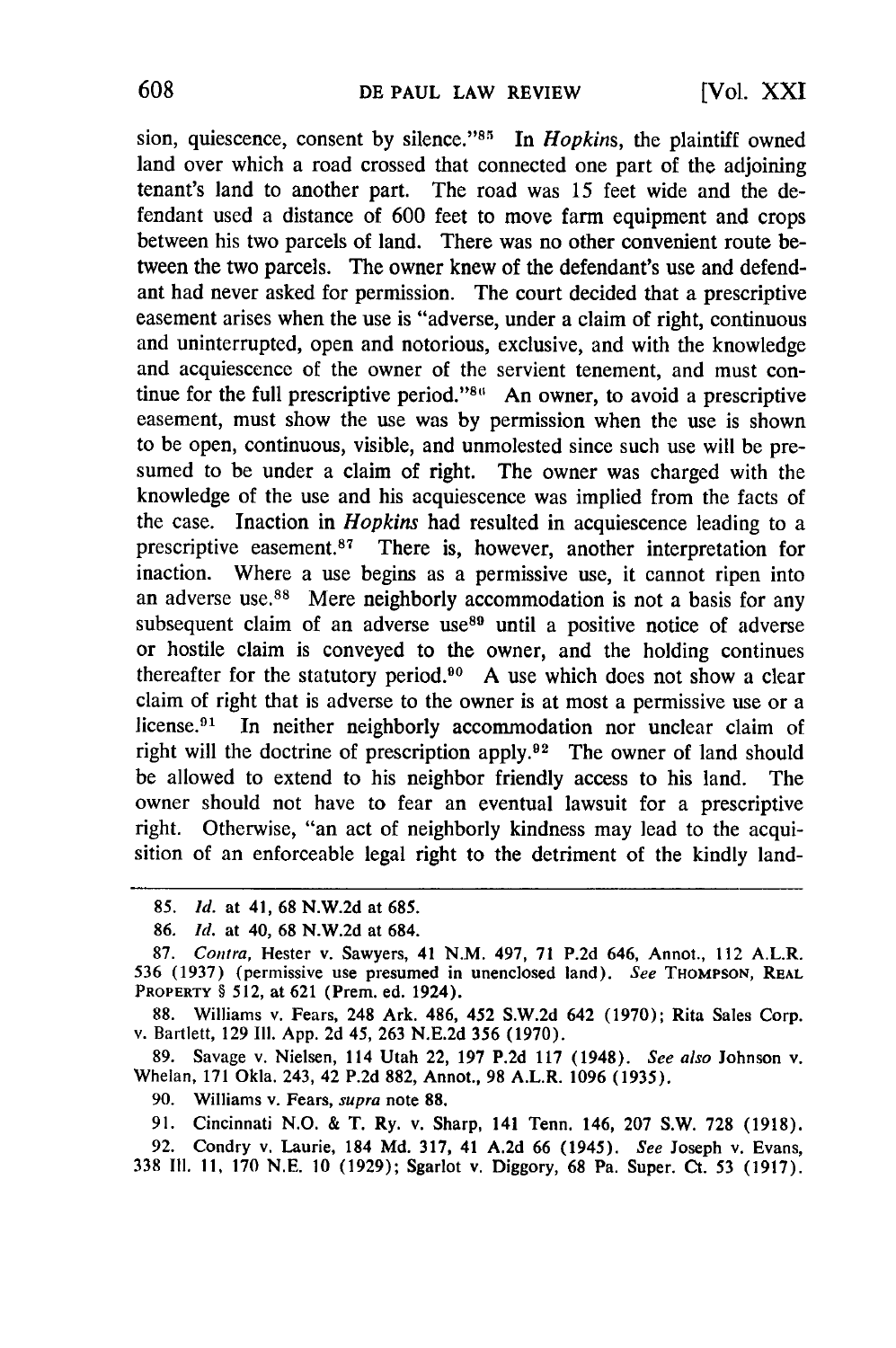sion, quiescence, consent by silence."[85] In *Hopkins*, the plaintiff owned land over which a road crossed that connected one part of the adjoining tenant's land to another part. The road was 15 feet wide and the defendant used a distance of 600 feet to move farm equipment and crops between his two parcels of land. There was no other convenient route between the two parcels. The owner knew of the defendant's use and defendant had never asked for permission. The court decided that a prescriptive easement arises when the use is "adverse, under a claim of right, continuous and uninterrupted, open and notorious, exclusive, and with the knowledge and acquiescence of the owner of the servient tenement, and must continue for the full prescriptive period."[86] An owner, to avoid a prescriptive easement, must show the use was by permission when the use is shown to be open, continuous, visible, and unmolested since such use will be presumed to be under a claim of right. The owner was charged with the knowledge of the use and his acquiescence was implied from the facts of the case. Inaction in *Hopkins* had resulted in acquiescence leading to a prescriptive easement.[87] There is, however, another interpretation for inaction. Where a use begins as a permissive use, it cannot ripen into an adverse use.[88] Mere neighborly accommodation is not a basis for any subsequent claim of an adverse use[89] until a positive notice of adverse or hostile claim is conveyed to the owner, and the holding continues thereafter for the statutory period.[90] A use which does not show a clear claim of right that is adverse to the owner is at most a permissive use or a license.[91] In neither neighborly accommodation nor unclear claim of right will the doctrine of prescription apply.[92] The owner of land should be allowed to extend to his neighbor friendly access to his land. The owner should not have to fear an eventual lawsuit for a prescriptive right. Otherwise, "an act of neighborly kindness may lead to the acquisition of an enforceable legal right to the detriment of the kindly land-

---

85. *Id.* at 41, 68 N.W.2d at 685.

86. *Id.* at 40, 68 N.W.2d at 684.

87. *Contra*, Hester v. Sawyers, 41 N.M. 497, 71 P.2d 646, Annot., 112 A.L.R. 536 (1937) (permissive use presumed in unenclosed land). *See* THOMPSON, REAL PROPERTY § 512, at 621 (Prem. ed. 1924).

88. Williams v. Fears, 248 Ark. 486, 452 S.W.2d 642 (1970); Rita Sales Corp. v. Bartlett, 129 Ill. App. 2d 45, 263 N.E.2d 356 (1970).

89. Savage v. Nielsen, 114 Utah 22, 197 P.2d 117 (1948). *See also* Johnson v. Whelan, 171 Okla. 243, 42 P.2d 882, Annot., 98 A.L.R. 1096 (1935).

90. Williams v. Fears, *supra* note 88.

91. Cincinnati N.O. & T. Ry. v. Sharp, 141 Tenn. 146, 207 S.W. 728 (1918).

92. Condry v. Laurie, 184 Md. 317, 41 A.2d 66 (1945). *See* Joseph v. Evans, 338 Ill. 11, 170 N.E. 10 (1929); Sgarlot v. Diggory, 68 Pa. Super. Ct. 53 (1917).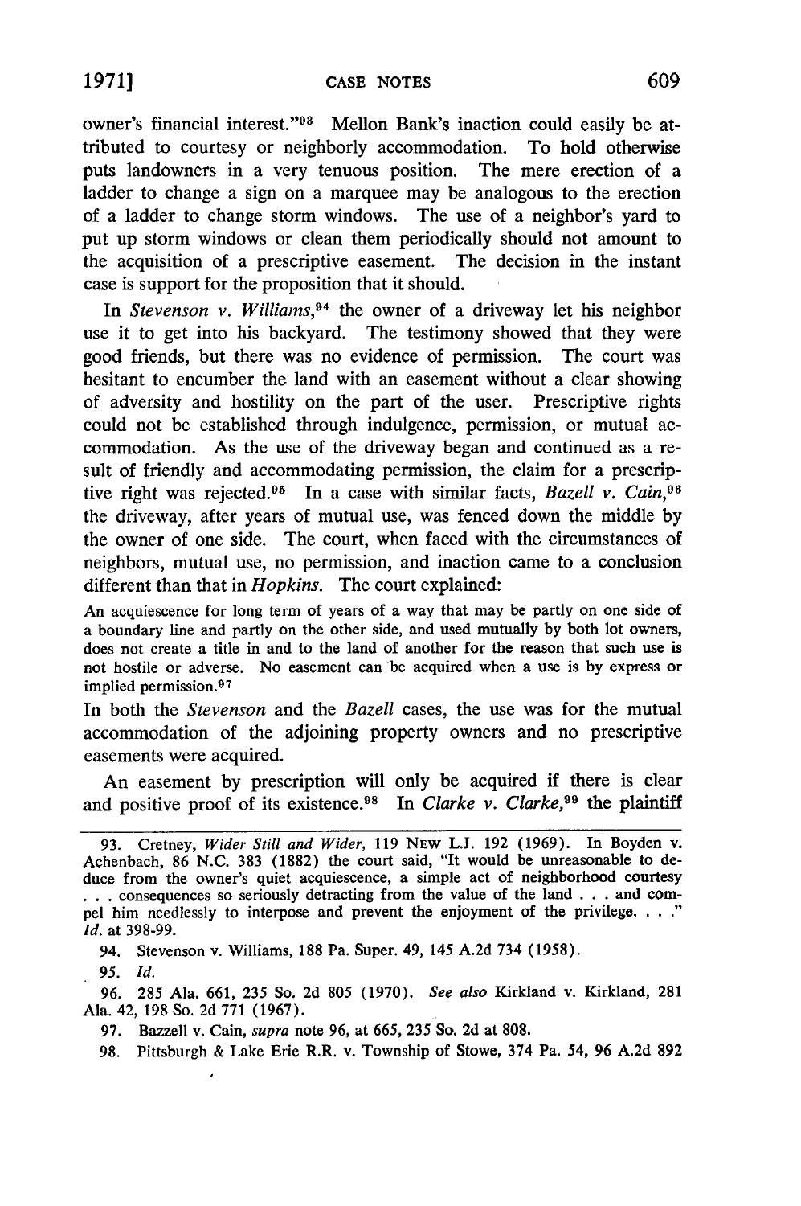owner's financial interest."[93] Mellon Bank's inaction could easily be attributed to courtesy or neighborly accommodation. To hold otherwise puts landowners in a very tenuous position. The mere erection of a ladder to change a sign on a marquee may be analogous to the erection of a ladder to change storm windows. The use of a neighbor's yard to put up storm windows or clean them periodically should not amount to the acquisition of a prescriptive easement. The decision in the instant case is support for the proposition that it should.

In *Stevenson v. Williams*,[94] the owner of a driveway let his neighbor use it to get into his backyard. The testimony showed that they were good friends, but there was no evidence of permission. The court was hesitant to encumber the land with an easement without a clear showing of adversity and hostility on the part of the user. Prescriptive rights could not be established through indulgence, permission, or mutual accommodation. As the use of the driveway began and continued as a result of friendly and accommodating permission, the claim for a prescriptive right was rejected.[95] In a case with similar facts, *Bazell v. Cain*,[96] the driveway, after years of mutual use, was fenced down the middle by the owner of one side. The court, when faced with the circumstances of neighbors, mutual use, no permission, and inaction came to a conclusion different than that in *Hopkins*. The court explained:

> An acquiescence for long term of years of a way that may be partly on one side of a boundary line and partly on the other side, and used mutually by both lot owners, does not create a title in and to the land of another for the reason that such use is not hostile or adverse. No easement can be acquired when a use is by express or implied permission.[97]

In both the *Stevenson* and the *Bazell* cases, the use was for the mutual accommodation of the adjoining property owners and no prescriptive easements were acquired.

An easement by prescription will only be acquired if there is clear and positive proof of its existence.[98] In *Clarke v. Clarke*,[99] the plaintiff

---

93. Cretney, *Wider Still and Wider*, 119 NEW L.J. 192 (1969). In Boyden v. Achenbach, 86 N.C. 383 (1882) the court said, "It would be unreasonable to deduce from the owner's quiet acquiescence, a simple act of neighborhood courtesy . . . consequences so seriously detracting from the value of the land . . . and compel him needlessly to interpose and prevent the enjoyment of the privilege. . . ." *Id.* at 398-99.

94. Stevenson v. Williams, 188 Pa. Super. 49, 145 A.2d 734 (1958).

95. *Id.*

96. 285 Ala. 661, 235 So. 2d 805 (1970). *See also* Kirkland v. Kirkland, 281 Ala. 42, 198 So. 2d 771 (1967).

97. Bazzell v. Cain, *supra* note 96, at 665, 235 So. 2d at 808.

98. Pittsburgh & Lake Erie R.R. v. Township of Stowe, 374 Pa. 54, 96 A.2d 892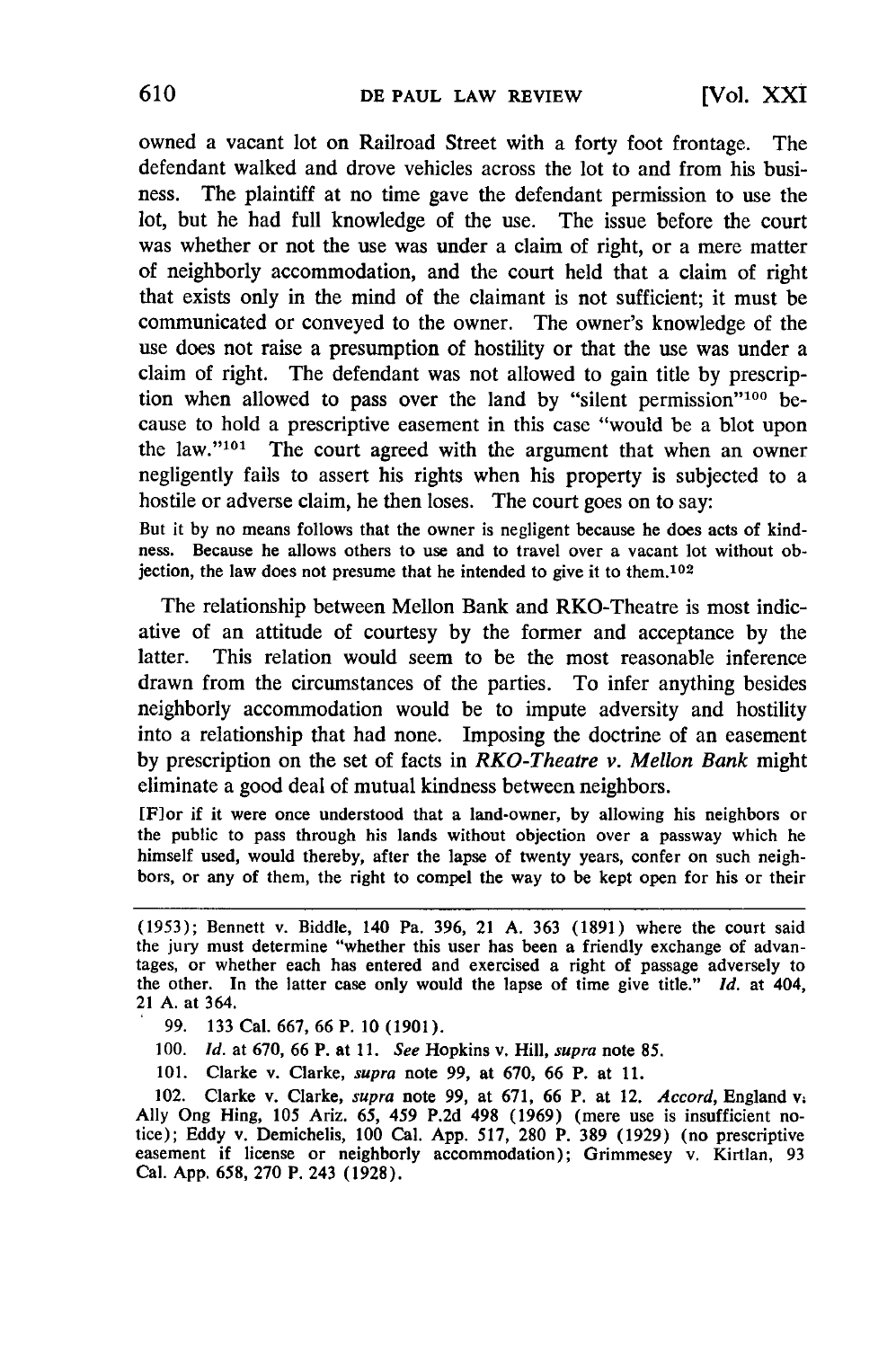owned a vacant lot on Railroad Street with a forty foot frontage. The defendant walked and drove vehicles across the lot to and from his business. The plaintiff at no time gave the defendant permission to use the lot, but he had full knowledge of the use. The issue before the court was whether or not the use was under a claim of right, or a mere matter of neighborly accommodation, and the court held that a claim of right that exists only in the mind of the claimant is not sufficient; it must be communicated or conveyed to the owner. The owner's knowledge of the use does not raise a presumption of hostility or that the use was under a claim of right. The defendant was not allowed to gain title by prescription when allowed to pass over the land by "silent permission"[100] because to hold a prescriptive easement in this case "would be a blot upon the law."[101] The court agreed with the argument that when an owner negligently fails to assert his rights when his property is subjected to a hostile or adverse claim, he then loses. The court goes on to say:

> But it by no means follows that the owner is negligent because he does acts of kindness. Because he allows others to use and to travel over a vacant lot without objection, the law does not presume that he intended to give it to them.[102]

The relationship between Mellon Bank and RKO-Theatre is most indicative of an attitude of courtesy by the former and acceptance by the latter. This relation would seem to be the most reasonable inference drawn from the circumstances of the parties. To infer anything besides neighborly accommodation would be to impute adversity and hostility into a relationship that had none. Imposing the doctrine of an easement by prescription on the set of facts in *RKO-Theatre v. Mellon Bank* might eliminate a good deal of mutual kindness between neighbors.

> [F]or if it were once understood that a land-owner, by allowing his neighbors or the public to pass through his lands without objection over a passway which he himself used, would thereby, after the lapse of twenty years, confer on such neighbors, or any of them, the right to compel the way to be kept open for his or their

---

(1953); Bennett v. Biddle, 140 Pa. 396, 21 A. 363 (1891) where the court said the jury must determine "whether this user has been a friendly exchange of advantages, or whether each has entered and exercised a right of passage adversely to the other. In the latter case only would the lapse of time give title." *Id.* at 404, 21 A. at 364.

99. 133 Cal. 667, 66 P. 10 (1901).

100. *Id.* at 670, 66 P. at 11. *See* Hopkins v. Hill, *supra* note 85.

101. Clarke v. Clarke, *supra* note 99, at 670, 66 P. at 11.

102. Clarke v. Clarke, *supra* note 99, at 671, 66 P. at 12. *Accord*, England v. Ally Ong Hing, 105 Ariz. 65, 459 P.2d 498 (1969) (mere use is insufficient notice); Eddy v. Demichelis, 100 Cal. App. 517, 280 P. 389 (1929) (no prescriptive easement if license or neighborly accommodation); Grimmesey v. Kirtlan, 93 Cal. App. 658, 270 P. 243 (1928).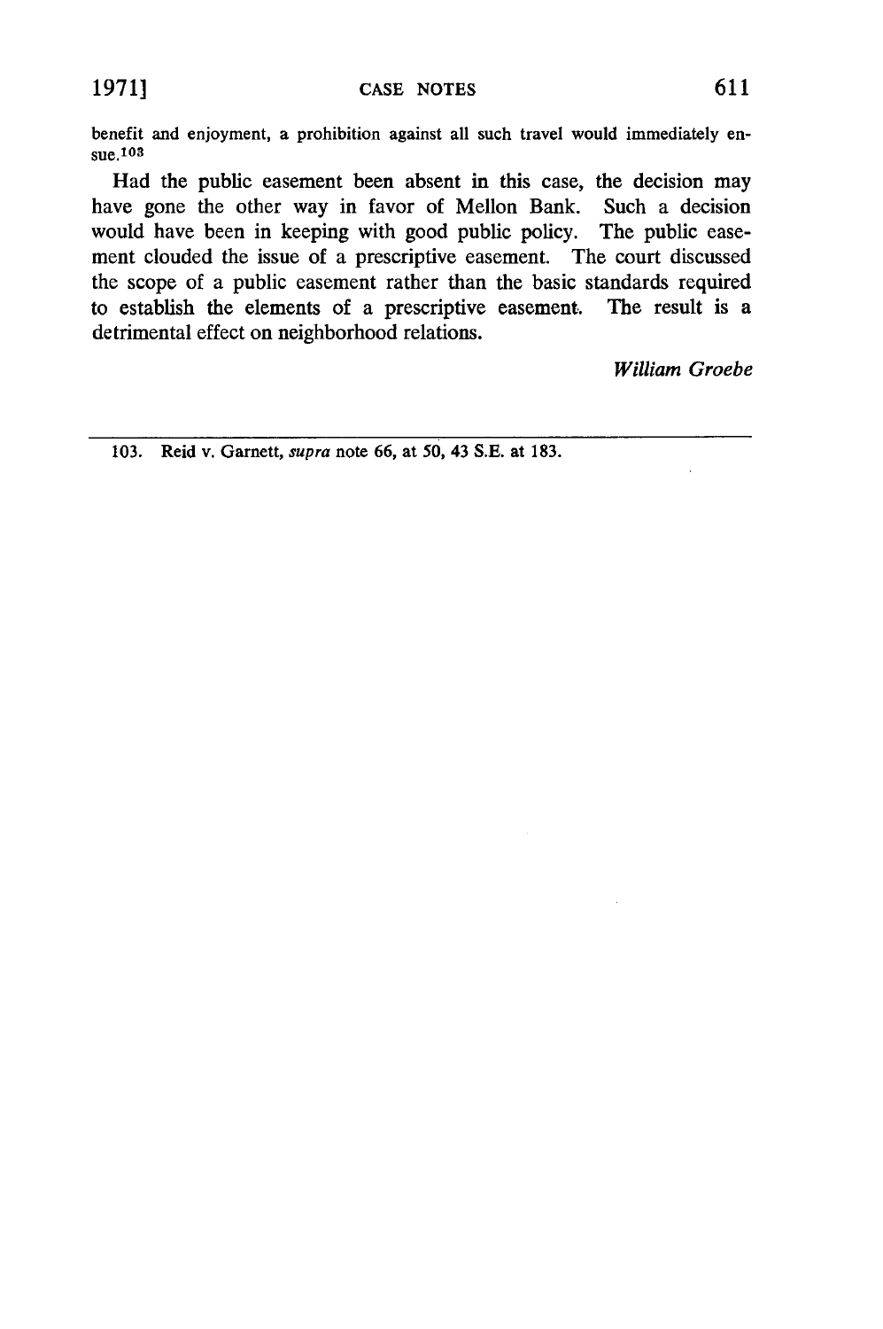benefit and enjoyment, a prohibition against all such travel would immediately ensue.[103]

Had the public easement been absent in this case, the decision may have gone the other way in favor of Mellon Bank. Such a decision would have been in keeping with good public policy. The public easement clouded the issue of a prescriptive easement. The court discussed the scope of a public easement rather than the basic standards required to establish the elements of a prescriptive easement. The result is a detrimental effect on neighborhood relations.

*William Groebe*

---

103. Reid v. Garnett, *supra* note 66, at 50, 43 S.E. at 183.